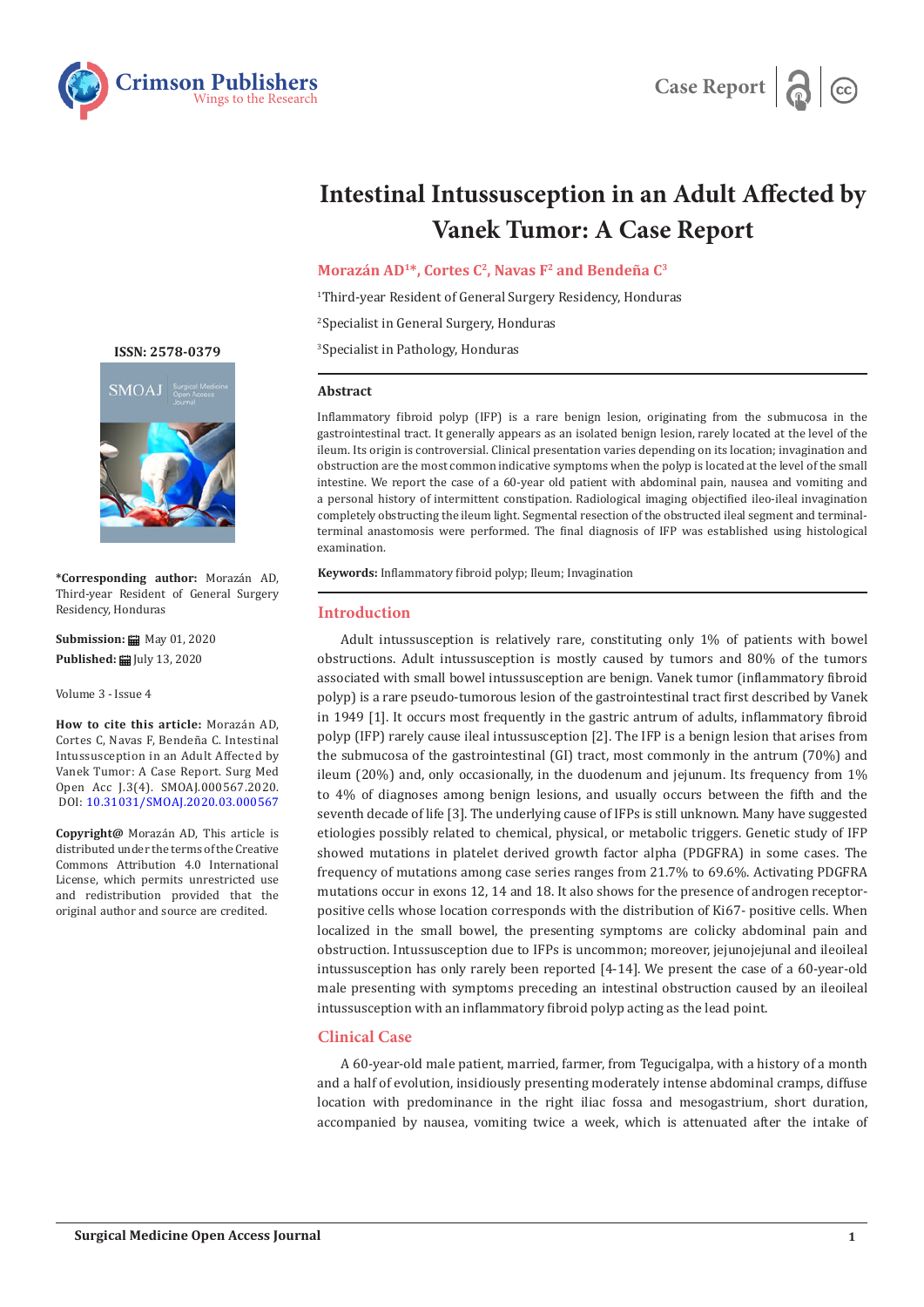# Intestinal Intussusception in an Adult Affected by Vanek Tumor: A Case Report

**Morazán AD[1]*, Cortes C[2], Navas F[2] and Bendeña C[3]**

[1]Third-year Resident of General Surgery Residency, Honduras

[2]Specialist in General Surgery, Honduras

[3]Specialist in Pathology, Honduras

ISSN: 2578-0379

**\*Corresponding author:** Morazán AD, Third-year Resident of General Surgery Residency, Honduras

**Submission:** May 01, 2020

**Published:** July 13, 2020

Volume 3 - Issue 4

**How to cite this article:** Morazán AD, Cortes C, Navas F, Bendeña C. Intestinal Intussusception in an Adult Affected by Vanek Tumor: A Case Report. Surg Med Open Acc J.3(4). SMOAJ.000567.2020. DOI: 10.31031/SMOAJ.2020.03.000567

**Copyright@** Morazán AD, This article is distributed under the terms of the Creative Commons Attribution 4.0 International License, which permits unrestricted use and redistribution provided that the original author and source are credited.

## Abstract

Inflammatory fibroid polyp (IFP) is a rare benign lesion, originating from the submucosa in the gastrointestinal tract. It generally appears as an isolated benign lesion, rarely located at the level of the ileum. Its origin is controversial. Clinical presentation varies depending on its location; invagination and obstruction are the most common indicative symptoms when the polyp is located at the level of the small intestine. We report the case of a 60-year old patient with abdominal pain, nausea and vomiting and a personal history of intermittent constipation. Radiological imaging objectified ileo-ileal invagination completely obstructing the ileum light. Segmental resection of the obstructed ileal segment and terminal-terminal anastomosis were performed. The final diagnosis of IFP was established using histological examination.

**Keywords:** Inflammatory fibroid polyp; Ileum; Invagination

## Introduction

Adult intussusception is relatively rare, constituting only 1% of patients with bowel obstructions. Adult intussusception is mostly caused by tumors and 80% of the tumors associated with small bowel intussusception are benign. Vanek tumor (inflammatory fibroid polyp) is a rare pseudo-tumorous lesion of the gastrointestinal tract first described by Vanek in 1949 [1]. It occurs most frequently in the gastric antrum of adults, inflammatory fibroid polyp (IFP) rarely cause ileal intussusception [2]. The IFP is a benign lesion that arises from the submucosa of the gastrointestinal (GI) tract, most commonly in the antrum (70%) and ileum (20%) and, only occasionally, in the duodenum and jejunum. Its frequency from 1% to 4% of diagnoses among benign lesions, and usually occurs between the fifth and the seventh decade of life [3]. The underlying cause of IFPs is still unknown. Many have suggested etiologies possibly related to chemical, physical, or metabolic triggers. Genetic study of IFP showed mutations in platelet derived growth factor alpha (PDGFRA) in some cases. The frequency of mutations among case series ranges from 21.7% to 69.6%. Activating PDGFRA mutations occur in exons 12, 14 and 18. It also shows for the presence of androgen receptor-positive cells whose location corresponds with the distribution of Ki67- positive cells. When localized in the small bowel, the presenting symptoms are colicky abdominal pain and obstruction. Intussusception due to IFPs is uncommon; moreover, jejunojejunal and ileoileal intussusception has only rarely been reported [4-14]. We present the case of a 60-year-old male presenting with symptoms preceding an intestinal obstruction caused by an ileoileal intussusception with an inflammatory fibroid polyp acting as the lead point.

## Clinical Case

A 60-year-old male patient, married, farmer, from Tegucigalpa, with a history of a month and a half of evolution, insidiously presenting moderately intense abdominal cramps, diffuse location with predominance in the right iliac fossa and mesogastrium, short duration, accompanied by nausea, vomiting twice a week, which is attenuated after the intake of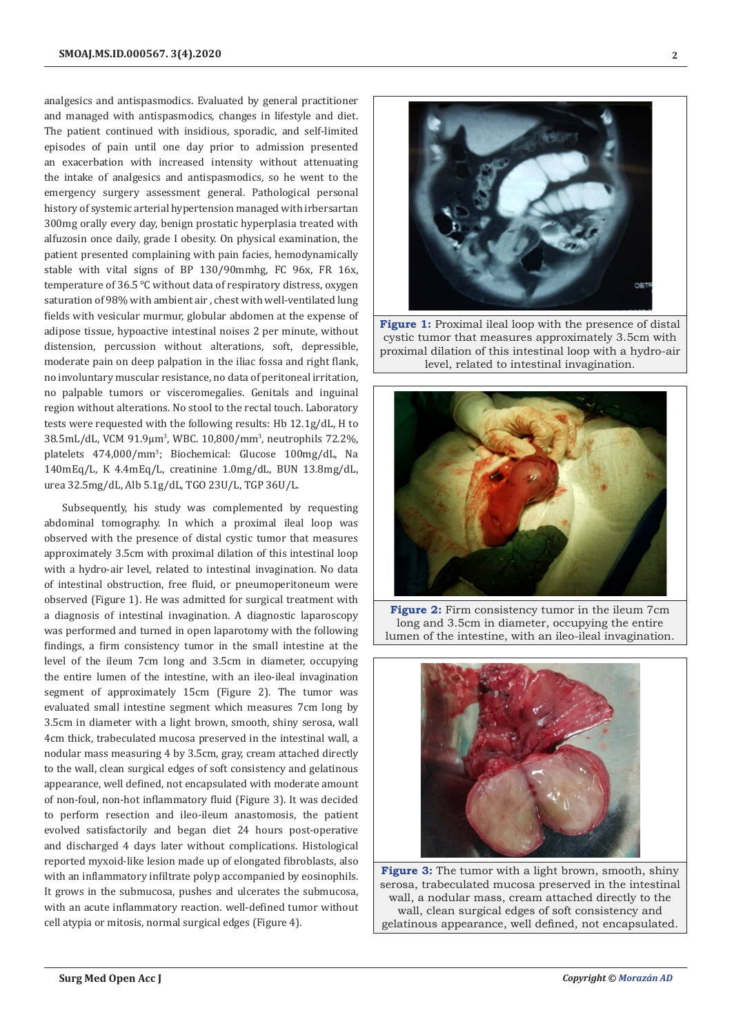analgesics and antispasmodics. Evaluated by general practitioner and managed with antispasmodics, changes in lifestyle and diet. The patient continued with insidious, sporadic, and self-limited episodes of pain until one day prior to admission presented an exacerbation with increased intensity without attenuating the intake of analgesics and antispasmodics, so he went to the emergency surgery assessment general. Pathological personal history of systemic arterial hypertension managed with irbersartan 300mg orally every day, benign prostatic hyperplasia treated with alfuzosin once daily, grade I obesity. On physical examination, the patient presented complaining with pain facies, hemodynamically stable with vital signs of BP 130/90mmhg, FC 96x, FR 16x, temperature of 36.5 °C without data of respiratory distress, oxygen saturation of 98% with ambient air , chest with well-ventilated lung fields with vesicular murmur, globular abdomen at the expense of adipose tissue, hypoactive intestinal noises 2 per minute, without distension, percussion without alterations, soft, depressible, moderate pain on deep palpation in the iliac fossa and right flank, no involuntary muscular resistance, no data of peritoneal irritation, no palpable tumors or visceromegalies. Genitals and inguinal region without alterations. No stool to the rectal touch. Laboratory tests were requested with the following results: Hb 12.1g/dL, H to 38.5mL/dL, VCM 91.9µm$^3$, WBC. 10,800/mm$^3$, neutrophils 72.2%, platelets 474,000/mm$^3$; Biochemical: Glucose 100mg/dL, Na 140mEq/L, K 4.4mEq/L, creatinine 1.0mg/dL, BUN 13.8mg/dL, urea 32.5mg/dL, Alb 5.1g/dL, TGO 23U/L, TGP 36U/L.

Subsequently, his study was complemented by requesting abdominal tomography. In which a proximal ileal loop was observed with the presence of distal cystic tumor that measures approximately 3.5cm with proximal dilation of this intestinal loop with a hydro-air level, related to intestinal invagination. No data of intestinal obstruction, free fluid, or pneumoperitoneum were observed (Figure 1). He was admitted for surgical treatment with a diagnosis of intestinal invagination. A diagnostic laparoscopy was performed and turned in open laparotomy with the following findings, a firm consistency tumor in the small intestine at the level of the ileum 7cm long and 3.5cm in diameter, occupying the entire lumen of the intestine, with an ileo-ileal invagination segment of approximately 15cm (Figure 2). The tumor was evaluated small intestine segment which measures 7cm long by 3.5cm in diameter with a light brown, smooth, shiny serosa, wall 4cm thick, trabeculated mucosa preserved in the intestinal wall, a nodular mass measuring 4 by 3.5cm, gray, cream attached directly to the wall, clean surgical edges of soft consistency and gelatinous appearance, well defined, not encapsulated with moderate amount of non-foul, non-hot inflammatory fluid (Figure 3). It was decided to perform resection and ileo-ileum anastomosis, the patient evolved satisfactorily and began diet 24 hours post-operative and discharged 4 days later without complications. Histological reported myxoid-like lesion made up of elongated fibroblasts, also with an inflammatory infiltrate polyp accompanied by eosinophils. It grows in the submucosa, pushes and ulcerates the submucosa, with an acute inflammatory reaction. well-defined tumor without cell atypia or mitosis, normal surgical edges (Figure 4).

**Figure 1:** Proximal ileal loop with the presence of distal cystic tumor that measures approximately 3.5cm with proximal dilation of this intestinal loop with a hydro-air level, related to intestinal invagination.

**Figure 2:** Firm consistency tumor in the ileum 7cm long and 3.5cm in diameter, occupying the entire lumen of the intestine, with an ileo-ileal invagination.

**Figure 3:** The tumor with a light brown, smooth, shiny serosa, trabeculated mucosa preserved in the intestinal wall, a nodular mass, cream attached directly to the wall, clean surgical edges of soft consistency and gelatinous appearance, well defined, not encapsulated.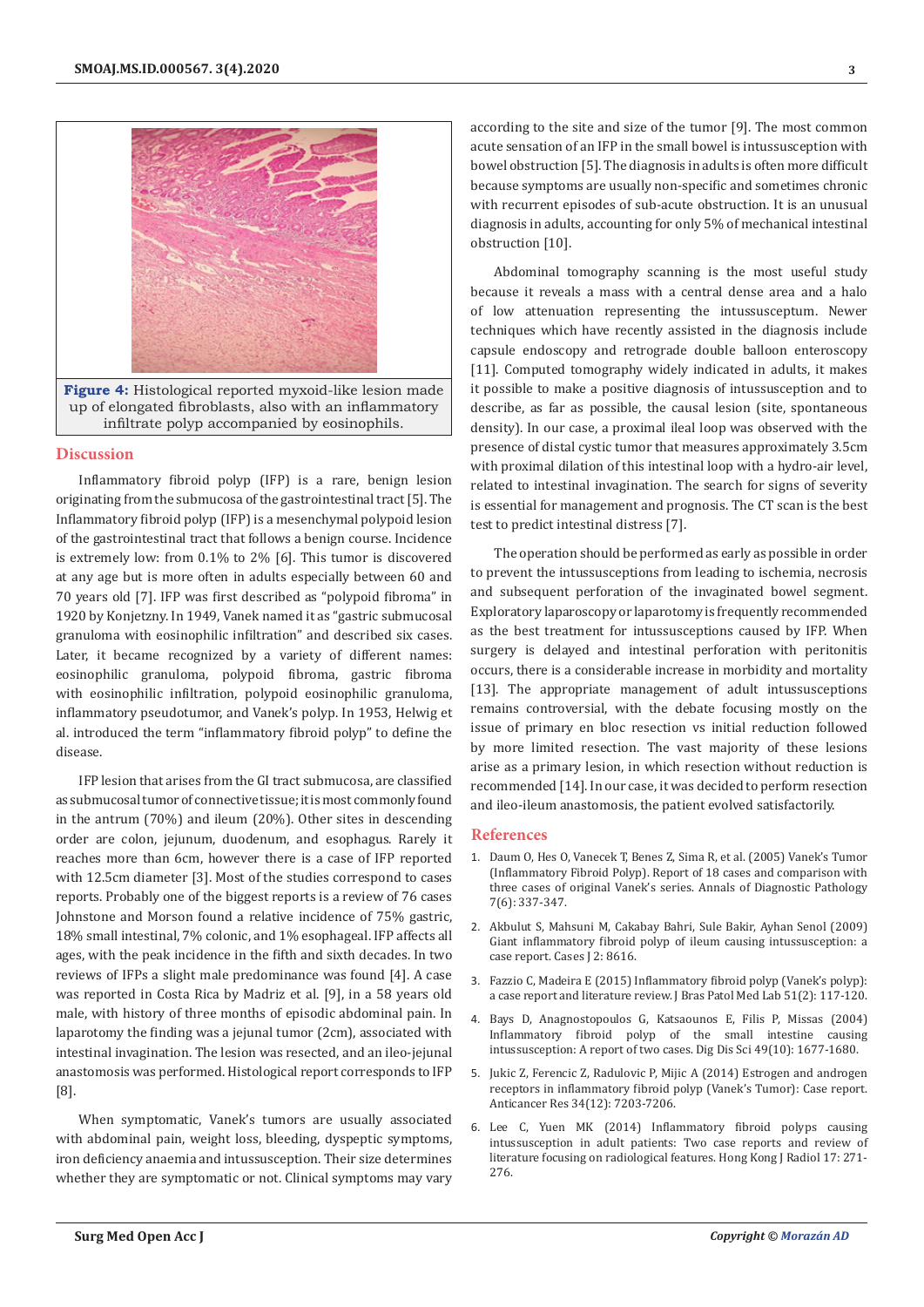**Figure 4:** Histological reported myxoid-like lesion made up of elongated fibroblasts, also with an inflammatory infiltrate polyp accompanied by eosinophils.

## Discussion

Inflammatory fibroid polyp (IFP) is a rare, benign lesion originating from the submucosa of the gastrointestinal tract [5]. The Inflammatory fibroid polyp (IFP) is a mesenchymal polypoid lesion of the gastrointestinal tract that follows a benign course. Incidence is extremely low: from 0.1% to 2% [6]. This tumor is discovered at any age but is more often in adults especially between 60 and 70 years old [7]. IFP was first described as "polypoid fibroma" in 1920 by Konjetzny. In 1949, Vanek named it as "gastric submucosal granuloma with eosinophilic infiltration" and described six cases. Later, it became recognized by a variety of different names: eosinophilic granuloma, polypoid fibroma, gastric fibroma with eosinophilic infiltration, polypoid eosinophilic granuloma, inflammatory pseudotumor, and Vanek's polyp. In 1953, Helwig et al. introduced the term "inflammatory fibroid polyp" to define the disease.

IFP lesion that arises from the GI tract submucosa, are classified as submucosal tumor of connective tissue; it is most commonly found in the antrum (70%) and ileum (20%). Other sites in descending order are colon, jejunum, duodenum, and esophagus. Rarely it reaches more than 6cm, however there is a case of IFP reported with 12.5cm diameter [3]. Most of the studies correspond to cases reports. Probably one of the biggest reports is a review of 76 cases Johnstone and Morson found a relative incidence of 75% gastric, 18% small intestinal, 7% colonic, and 1% esophageal. IFP affects all ages, with the peak incidence in the fifth and sixth decades. In two reviews of IFPs a slight male predominance was found [4]. A case was reported in Costa Rica by Madriz et al. [9], in a 58 years old male, with history of three months of episodic abdominal pain. In laparotomy the finding was a jejunal tumor (2cm), associated with intestinal invagination. The lesion was resected, and an ileo-jejunal anastomosis was performed. Histological report corresponds to IFP [8].

When symptomatic, Vanek's tumors are usually associated with abdominal pain, weight loss, bleeding, dyspeptic symptoms, iron deficiency anaemia and intussusception. Their size determines whether they are symptomatic or not. Clinical symptoms may vary according to the site and size of the tumor [9]. The most common acute sensation of an IFP in the small bowel is intussusception with bowel obstruction [5]. The diagnosis in adults is often more difficult because symptoms are usually non-specific and sometimes chronic with recurrent episodes of sub-acute obstruction. It is an unusual diagnosis in adults, accounting for only 5% of mechanical intestinal obstruction [10].

Abdominal tomography scanning is the most useful study because it reveals a mass with a central dense area and a halo of low attenuation representing the intussusceptum. Newer techniques which have recently assisted in the diagnosis include capsule endoscopy and retrograde double balloon enteroscopy [11]. Computed tomography widely indicated in adults, it makes it possible to make a positive diagnosis of intussusception and to describe, as far as possible, the causal lesion (site, spontaneous density). In our case, a proximal ileal loop was observed with the presence of distal cystic tumor that measures approximately 3.5cm with proximal dilation of this intestinal loop with a hydro-air level, related to intestinal invagination. The search for signs of severity is essential for management and prognosis. The CT scan is the best test to predict intestinal distress [7].

The operation should be performed as early as possible in order to prevent the intussusceptions from leading to ischemia, necrosis and subsequent perforation of the invaginated bowel segment. Exploratory laparoscopy or laparotomy is frequently recommended as the best treatment for intussusceptions caused by IFP. When surgery is delayed and intestinal perforation with peritonitis occurs, there is a considerable increase in morbidity and mortality [13]. The appropriate management of adult intussusceptions remains controversial, with the debate focusing mostly on the issue of primary en bloc resection vs initial reduction followed by more limited resection. The vast majority of these lesions arise as a primary lesion, in which resection without reduction is recommended [14]. In our case, it was decided to perform resection and ileo-ileum anastomosis, the patient evolved satisfactorily.

## References

1. Daum O, Hes O, Vanecek T, Benes Z, Sima R, et al. (2005) Vanek's Tumor (Inflammatory Fibroid Polyp). Report of 18 cases and comparison with three cases of original Vanek's series. Annals of Diagnostic Pathology 7(6): 337-347.
2. Akbulut S, Mahsuni M, Cakabay Bahri, Sule Bakir, Ayhan Senol (2009) Giant inflammatory fibroid polyp of ileum causing intussusception: a case report. Cases J 2: 8616.
3. Fazzio C, Madeira E (2015) Inflammatory fibroid polyp (Vanek's polyp): a case report and literature review. J Bras Patol Med Lab 51(2): 117-120.
4. Bays D, Anagnostopoulos G, Katsaounos E, Filis P, Missas (2004) Inflammatory fibroid polyp of the small intestine causing intussusception: A report of two cases. Dig Dis Sci 49(10): 1677-1680.
5. Jukic Z, Ferencic Z, Radulovic P, Mijic A (2014) Estrogen and androgen receptors in inflammatory fibroid polyp (Vanek's Tumor): Case report. Anticancer Res 34(12): 7203-7206.
6. Lee C, Yuen MK (2014) Inflammatory fibroid polyps causing intussusception in adult patients: Two case reports and review of literature focusing on radiological features. Hong Kong J Radiol 17: 271-276.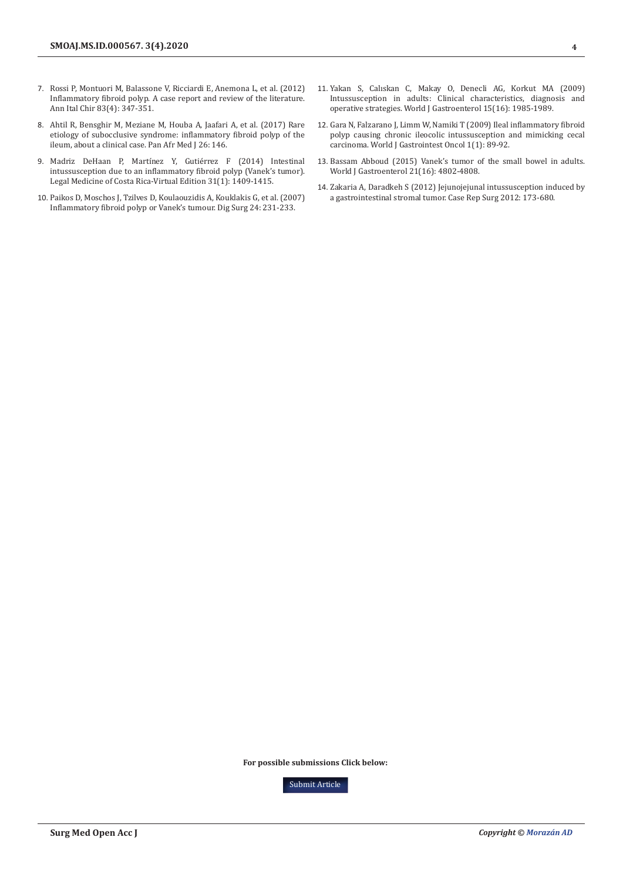7. Rossi P, Montuori M, Balassone V, Ricciardi E, Anemona L, et al. (2012) Inflammatory fibroid polyp. A case report and review of the literature. Ann Ital Chir 83(4): 347-351.
8. Ahtil R, Bensghir M, Meziane M, Houba A, Jaafari A, et al. (2017) Rare etiology of subocclusive syndrome: inflammatory fibroid polyp of the ileum, about a clinical case. Pan Afr Med J 26: 146.
9. Madriz DeHaan P, Martínez Y, Gutiérrez F (2014) Intestinal intussusception due to an inflammatory fibroid polyp (Vanek's tumor). Legal Medicine of Costa Rica-Virtual Edition 31(1): 1409-1415.
10. Paikos D, Moschos J, Tzilves D, Koulaouzidis A, Kouklakis G, et al. (2007) Inflammatory fibroid polyp or Vanek's tumour. Dig Surg 24: 231-233.
11. Yakan S, Calıskan C, Makay O, Denecli AG, Korkut MA (2009) Intussusception in adults: Clinical characteristics, diagnosis and operative strategies. World J Gastroenterol 15(16): 1985-1989.
12. Gara N, Falzarano J, Limm W, Namiki T (2009) Ileal inflammatory fibroid polyp causing chronic ileocolic intussusception and mimicking cecal carcinoma. World J Gastrointest Oncol 1(1): 89-92.
13. Bassam Abboud (2015) Vanek's tumor of the small bowel in adults. World J Gastroenterol 21(16): 4802-4808.
14. Zakaria A, Daradkeh S (2012) Jejunojejunal intussusception induced by a gastrointestinal stromal tumor. Case Rep Surg 2012: 173-680.

**For possible submissions Click below:**

Submit Article